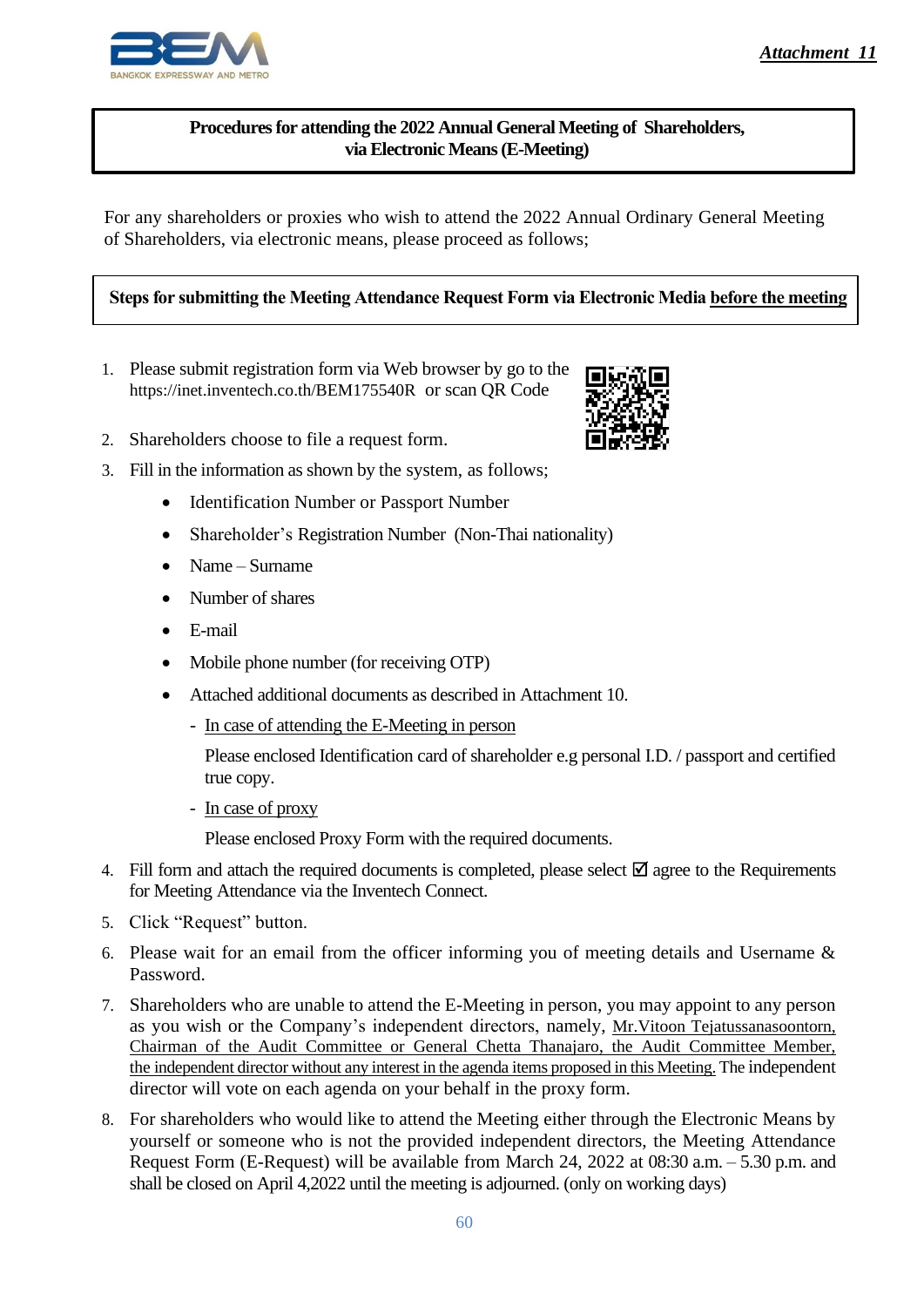*Attachment 11*

**Procedures for attending the 2022 Annual General Meeting of Shareholders, via Electronic Means (E-Meeting)**

For any shareholders or proxies who wish to attend the 2022 Annual Ordinary General Meeting of Shareholders, via electronic means, please proceed as follows;

**Steps for submitting the Meeting Attendance Request Form via Electronic Media before the meeting**

1. Please submit registration form via Web browser by go to the https://inet.inventech.co.th/BEM175540R or scan QR Code
2. Shareholders choose to file a request form.
3. Fill in the information as shown by the system, as follows;
   - Identification Number or Passport Number
   - Shareholder's Registration Number (Non-Thai nationality)
   - Name – Surname
   - Number of shares
   - E-mail
   - Mobile phone number (for receiving OTP)
   - Attached additional documents as described in Attachment 10.
     - In case of attending the E-Meeting in person

       Please enclosed Identification card of shareholder e.g personal I.D. / passport and certified true copy.
     - In case of proxy

       Please enclosed Proxy Form with the required documents.
4. Fill form and attach the required documents is completed, please select ☑ agree to the Requirements for Meeting Attendance via the Inventech Connect.
5. Click "Request" button.
6. Please wait for an email from the officer informing you of meeting details and Username & Password.
7. Shareholders who are unable to attend the E-Meeting in person, you may appoint to any person as you wish or the Company's independent directors, namely, Mr.Vitoon Tejatussanasoontorn, Chairman of the Audit Committee or General Chetta Thanajaro, the Audit Committee Member, the independent director without any interest in the agenda items proposed in this Meeting. The independent director will vote on each agenda on your behalf in the proxy form.
8. For shareholders who would like to attend the Meeting either through the Electronic Means by yourself or someone who is not the provided independent directors, the Meeting Attendance Request Form (E-Request) will be available from March 24, 2022 at 08:30 a.m. – 5.30 p.m. and shall be closed on April 4,2022 until the meeting is adjourned. (only on working days)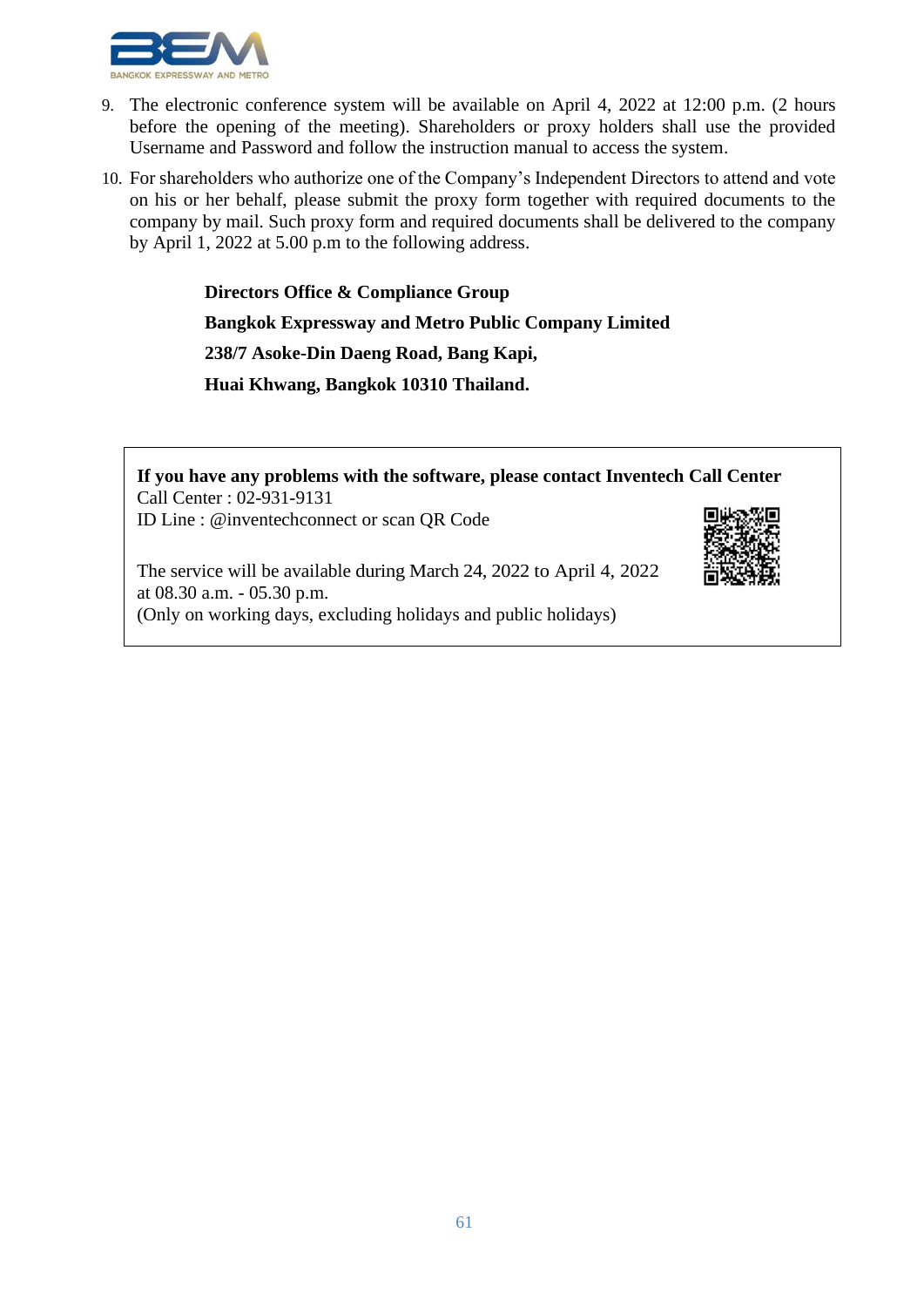9. The electronic conference system will be available on April 4, 2022 at 12:00 p.m. (2 hours before the opening of the meeting). Shareholders or proxy holders shall use the provided Username and Password and follow the instruction manual to access the system.

10. For shareholders who authorize one of the Company's Independent Directors to attend and vote on his or her behalf, please submit the proxy form together with required documents to the company by mail. Such proxy form and required documents shall be delivered to the company by April 1, 2022 at 5.00 p.m to the following address.

    **Directors Office & Compliance Group**

    **Bangkok Expressway and Metro Public Company Limited**

    **238/7 Asoke-Din Daeng Road, Bang Kapi,**

    **Huai Khwang, Bangkok 10310 Thailand.**

**If you have any problems with the software, please contact Inventech Call Center**
Call Center : 02-931-9131
ID Line : @inventechconnect or scan QR Code

The service will be available during March 24, 2022 to April 4, 2022 at 08.30 a.m. - 05.30 p.m.
(Only on working days, excluding holidays and public holidays)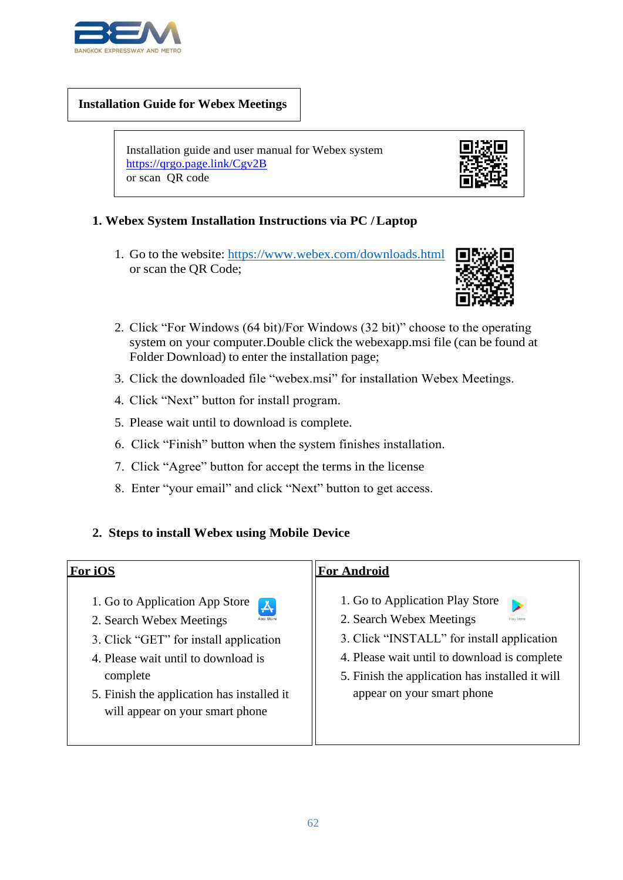**Installation Guide for Webex Meetings**

Installation guide and user manual for Webex system
https://qrgo.page.link/Cgv2B
or scan QR code

## 1. Webex System Installation Instructions via PC / Laptop

1. Go to the website: https://www.webex.com/downloads.html or scan the QR Code;
2. Click “For Windows (64 bit)/For Windows (32 bit)” choose to the operating system on your computer.Double click the webexapp.msi file (can be found at Folder Download) to enter the installation page;
3. Click the downloaded file “webex.msi” for installation Webex Meetings.
4. Click “Next” button for install program.
5. Please wait until to download is complete.
6. Click “Finish” button when the system finishes installation.
7. Click “Agree” button for accept the terms in the license
8. Enter “your email” and click “Next” button to get access.

## 2. Steps to install Webex using Mobile Device

**For iOS**

1. Go to Application App Store
2. Search Webex Meetings
3. Click “GET” for install application
4. Please wait until to download is complete
5. Finish the application has installed it will appear on your smart phone

**For Android**

1. Go to Application Play Store
2. Search Webex Meetings
3. Click “INSTALL” for install application
4. Please wait until to download is complete
5. Finish the application has installed it will appear on your smart phone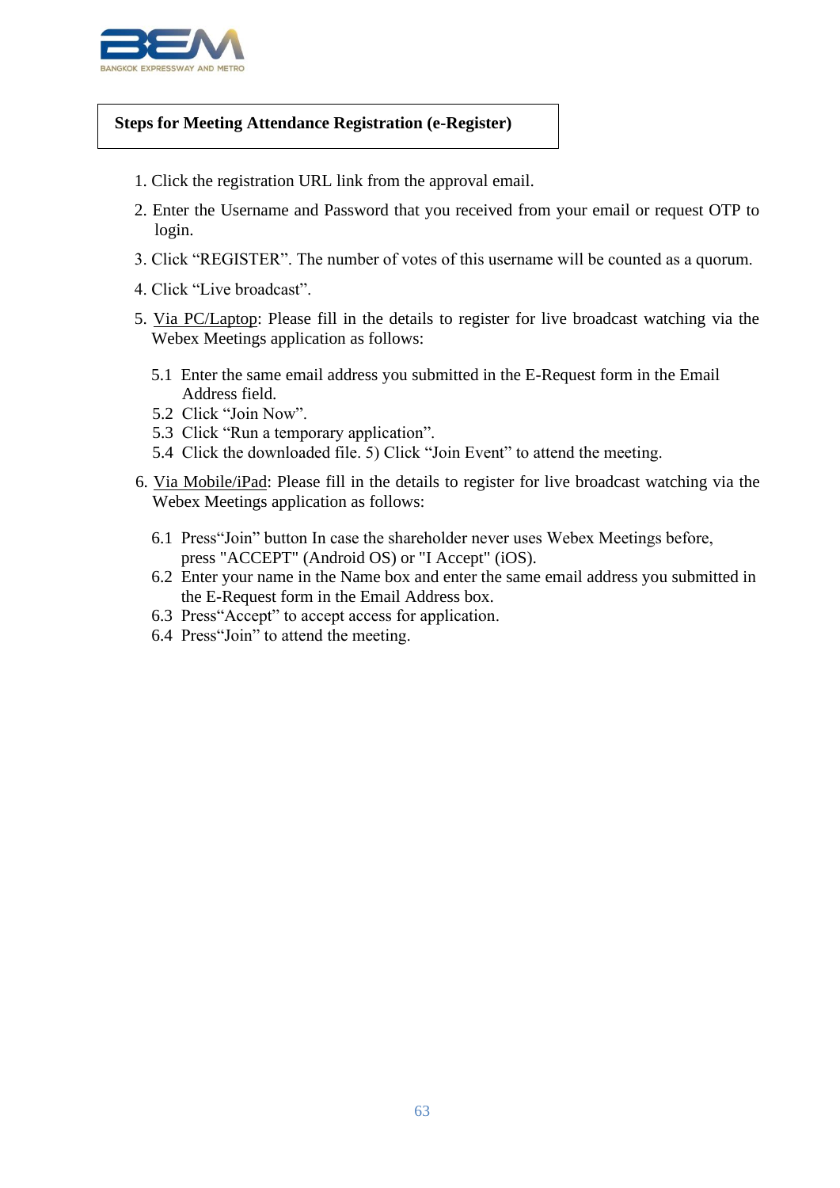**Steps for Meeting Attendance Registration (e-Register)**

1. Click the registration URL link from the approval email.
2. Enter the Username and Password that you received from your email or request OTP to login.
3. Click “REGISTER”. The number of votes of this username will be counted as a quorum.
4. Click “Live broadcast”.
5. Via PC/Laptop: Please fill in the details to register for live broadcast watching via the Webex Meetings application as follows:

   5.1 Enter the same email address you submitted in the E-Request form in the Email Address field.
   5.2 Click “Join Now”.
   5.3 Click “Run a temporary application”.
   5.4 Click the downloaded file. 5) Click “Join Event” to attend the meeting.

6. Via Mobile/iPad: Please fill in the details to register for live broadcast watching via the Webex Meetings application as follows:

   6.1 Press“Join” button In case the shareholder never uses Webex Meetings before, press "ACCEPT" (Android OS) or "I Accept" (iOS).
   6.2 Enter your name in the Name box and enter the same email address you submitted in the E-Request form in the Email Address box.
   6.3 Press“Accept” to accept access for application.
   6.4 Press“Join” to attend the meeting.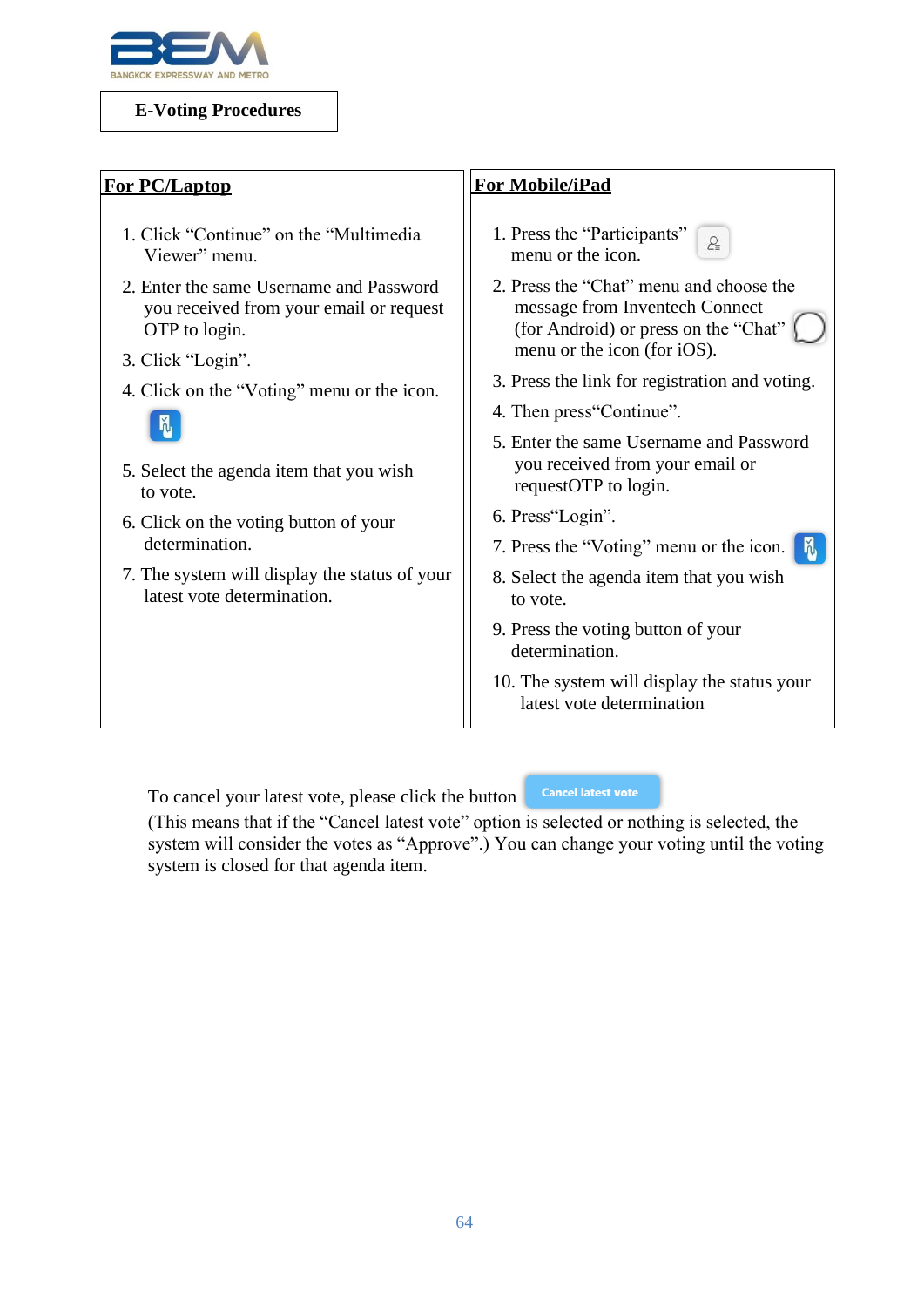BANGKOK EXPRESSWAY AND METRO

# E-Voting Procedures

## For PC/Laptop

1. Click "Continue" on the "Multimedia Viewer" menu.
2. Enter the same Username and Password you received from your email or request OTP to login.
3. Click "Login".
4. Click on the "Voting" menu or the icon.
5. Select the agenda item that you wish to vote.
6. Click on the voting button of your determination.
7. The system will display the status of your latest vote determination.

## For Mobile/iPad

1. Press the "Participants" menu or the icon.
2. Press the "Chat" menu and choose the message from Inventech Connect (for Android) or press on the "Chat" menu or the icon (for iOS).
3. Press the link for registration and voting.
4. Then press"Continue".
5. Enter the same Username and Password you received from your email or requestOTP to login.
6. Press"Login".
7. Press the "Voting" menu or the icon.
8. Select the agenda item that you wish to vote.
9. Press the voting button of your determination.
10. The system will display the status your latest vote determination

To cancel your latest vote, please click the button **Cancel latest vote**
(This means that if the "Cancel latest vote" option is selected or nothing is selected, the system will consider the votes as "Approve".) You can change your voting until the voting system is closed for that agenda item.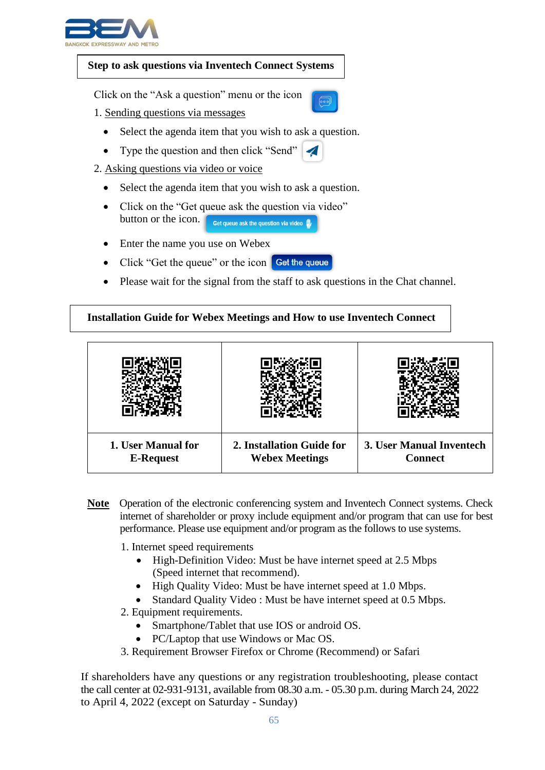## Step to ask questions via Inventech Connect Systems

Click on the "Ask a question" menu or the icon

1. Sending questions via messages
   - Select the agenda item that you wish to ask a question.
   - Type the question and then click "Send"
2. Asking questions via video or voice
   - Select the agenda item that you wish to ask a question.
   - Click on the "Get queue ask the question via video" button or the icon. Get queue ask the question via video
   - Enter the name you use on Webex
   - Click "Get the queue" or the icon Get the queue
   - Please wait for the signal from the staff to ask questions in the Chat channel.

## Installation Guide for Webex Meetings and How to use Inventech Connect

| | | |
|---|---|---|
| **1. User Manual for E-Request** | **2. Installation Guide for Webex Meetings** | **3. User Manual Inventech Connect** |

**Note** Operation of the electronic conferencing system and Inventech Connect systems. Check internet of shareholder or proxy include equipment and/or program that can use for best performance. Please use equipment and/or program as the follows to use systems.

1. Internet speed requirements
   - High-Definition Video: Must be have internet speed at 2.5 Mbps (Speed internet that recommend).
   - High Quality Video: Must be have internet speed at 1.0 Mbps.
   - Standard Quality Video : Must be have internet speed at 0.5 Mbps.
2. Equipment requirements.
   - Smartphone/Tablet that use IOS or android OS.
   - PC/Laptop that use Windows or Mac OS.
3. Requirement Browser Firefox or Chrome (Recommend) or Safari

If shareholders have any questions or any registration troubleshooting, please contact the call center at 02-931-9131, available from 08.30 a.m. - 05.30 p.m. during March 24, 2022 to April 4, 2022 (except on Saturday - Sunday)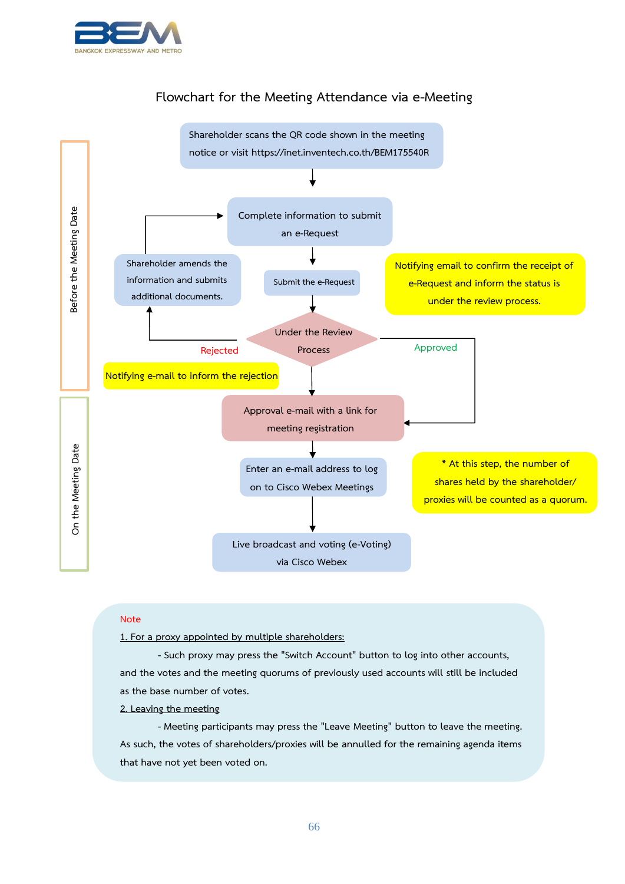# Flowchart for the Meeting Attendance via e-Meeting

Before the Meeting Date

Shareholder scans the QR code shown in the meeting notice or visit https://inet.inventech.co.th/BEM175540R

Complete information to submit an e-Request

Shareholder amends the information and submits additional documents.

Submit the e-Request

Notifying email to confirm the receipt of e-Request and inform the status is under the review process.

Under the Review Process

Rejected

Approved

Notifying e-mail to inform the rejection

On the Meeting Date

Approval e-mail with a link for meeting registration

Enter an e-mail address to log on to Cisco Webex Meetings

\* At this step, the number of shares held by the shareholder/ proxies will be counted as a quorum.

Live broadcast and voting (e-Voting) via Cisco Webex

Note

1. For a proxy appointed by multiple shareholders:

- Such proxy may press the "Switch Account" button to log into other accounts, and the votes and the meeting quorums of previously used accounts will still be included as the base number of votes.

2. Leaving the meeting

- Meeting participants may press the "Leave Meeting" button to leave the meeting. As such, the votes of shareholders/proxies will be annulled for the remaining agenda items that have not yet been voted on.